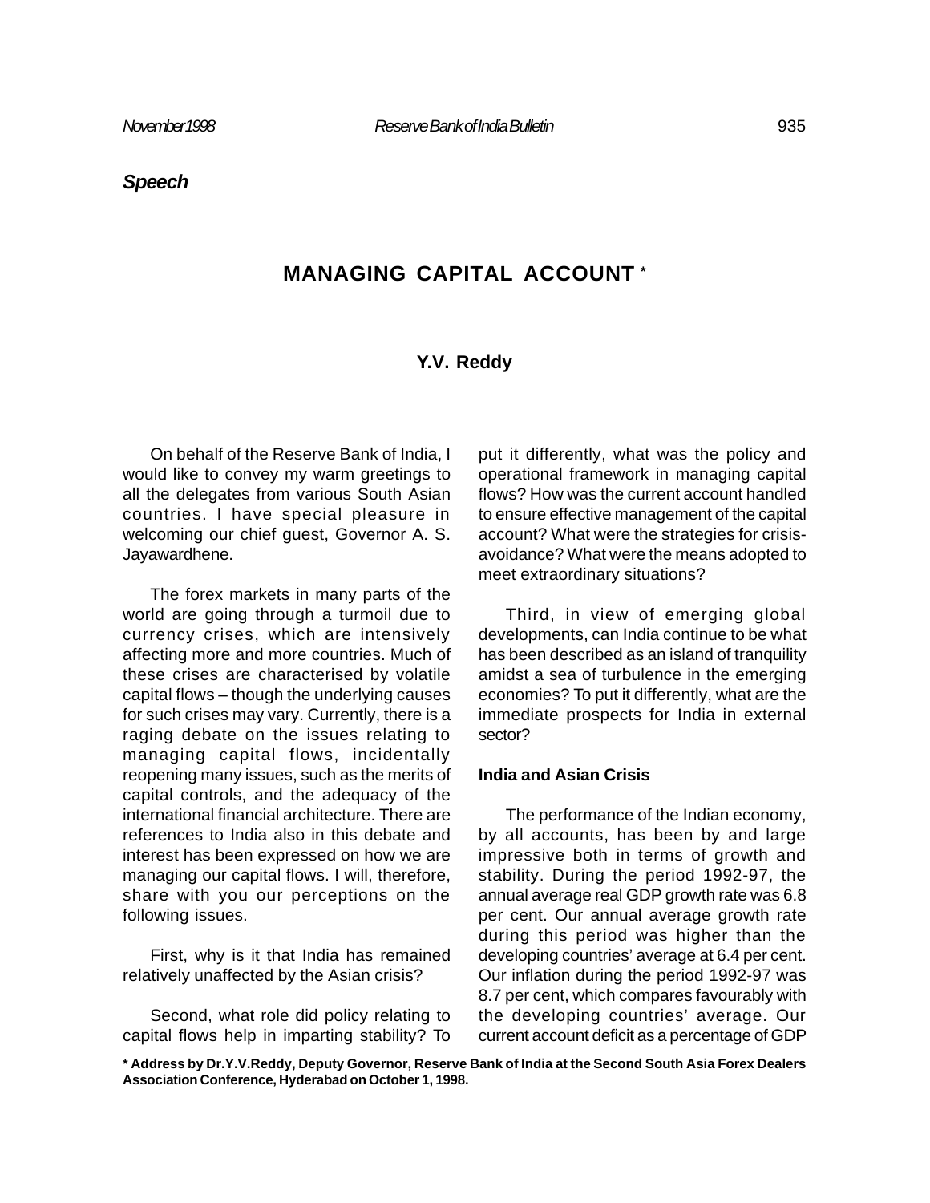*Speech*

# MANAGING CAPITAL ACCOUNT *

**Y.V. Reddy**

On behalf of the Reserve Bank of India, I would like to convey my warm greetings to all the delegates from various South Asian countries. I have special pleasure in welcoming our chief guest, Governor A. S. Jayawardhene.

The forex markets in many parts of the world are going through a turmoil due to currency crises, which are intensively affecting more and more countries. Much of these crises are characterised by volatile capital flows – though the underlying causes for such crises may vary. Currently, there is a raging debate on the issues relating to managing capital flows, incidentally reopening many issues, such as the merits of capital controls, and the adequacy of the international financial architecture. There are references to India also in this debate and interest has been expressed on how we are managing our capital flows. I will, therefore, share with you our perceptions on the following issues.

First, why is it that India has remained relatively unaffected by the Asian crisis?

Second, what role did policy relating to capital flows help in imparting stability? To put it differently, what was the policy and operational framework in managing capital flows? How was the current account handled to ensure effective management of the capital account? What were the strategies for crisis-avoidance? What were the means adopted to meet extraordinary situations?

Third, in view of emerging global developments, can India continue to be what has been described as an island of tranquility amidst a sea of turbulence in the emerging economies? To put it differently, what are the immediate prospects for India in external sector?

### India and Asian Crisis

The performance of the Indian economy, by all accounts, has been by and large impressive both in terms of growth and stability. During the period 1992-97, the annual average real GDP growth rate was 6.8 per cent. Our annual average growth rate during this period was higher than the developing countries' average at 6.4 per cent. Our inflation during the period 1992-97 was 8.7 per cent, which compares favourably with the developing countries' average. Our current account deficit as a percentage of GDP

**\* Address by Dr.Y.V.Reddy, Deputy Governor, Reserve Bank of India at the Second South Asia Forex Dealers Association Conference, Hyderabad on October 1, 1998.**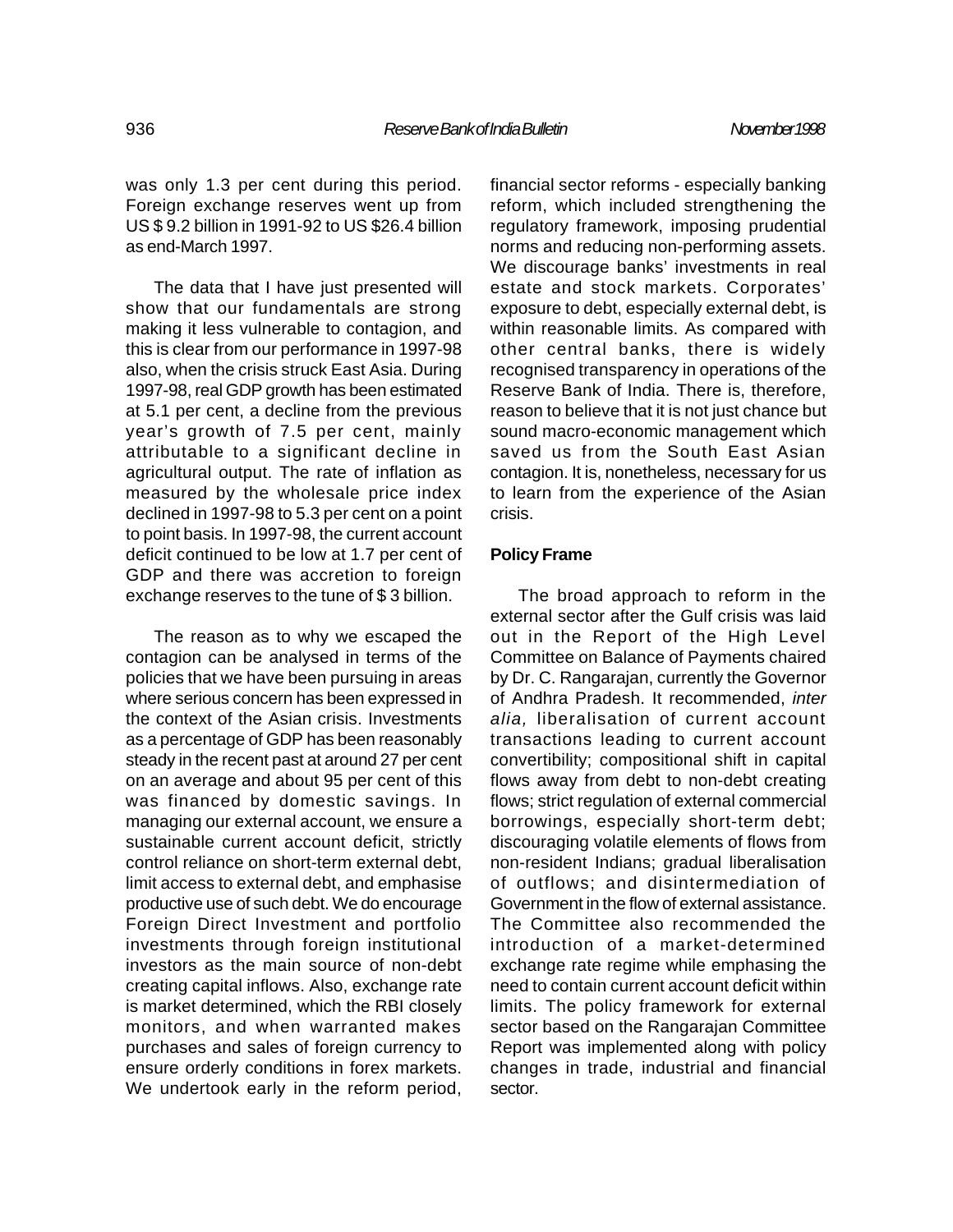was only 1.3 per cent during this period. Foreign exchange reserves went up from US $ 9.2 billion in 1991-92 to US $26.4 billion as end-March 1997.

The data that I have just presented will show that our fundamentals are strong making it less vulnerable to contagion, and this is clear from our performance in 1997-98 also, when the crisis struck East Asia. During 1997-98, real GDP growth has been estimated at 5.1 per cent, a decline from the previous year's growth of 7.5 per cent, mainly attributable to a significant decline in agricultural output. The rate of inflation as measured by the wholesale price index declined in 1997-98 to 5.3 per cent on a point to point basis. In 1997-98, the current account deficit continued to be low at 1.7 per cent of GDP and there was accretion to foreign exchange reserves to the tune of $ 3 billion.

The reason as to why we escaped the contagion can be analysed in terms of the policies that we have been pursuing in areas where serious concern has been expressed in the context of the Asian crisis. Investments as a percentage of GDP has been reasonably steady in the recent past at around 27 per cent on an average and about 95 per cent of this was financed by domestic savings. In managing our external account, we ensure a sustainable current account deficit, strictly control reliance on short-term external debt, limit access to external debt, and emphasise productive use of such debt. We do encourage Foreign Direct Investment and portfolio investments through foreign institutional investors as the main source of non-debt creating capital inflows. Also, exchange rate is market determined, which the RBI closely monitors, and when warranted makes purchases and sales of foreign currency to ensure orderly conditions in forex markets. We undertook early in the reform period, financial sector reforms - especially banking reform, which included strengthening the regulatory framework, imposing prudential norms and reducing non-performing assets. We discourage banks' investments in real estate and stock markets. Corporates' exposure to debt, especially external debt, is within reasonable limits. As compared with other central banks, there is widely recognised transparency in operations of the Reserve Bank of India. There is, therefore, reason to believe that it is not just chance but sound macro-economic management which saved us from the South East Asian contagion. It is, nonetheless, necessary for us to learn from the experience of the Asian crisis.

**Policy Frame**

The broad approach to reform in the external sector after the Gulf crisis was laid out in the Report of the High Level Committee on Balance of Payments chaired by Dr. C. Rangarajan, currently the Governor of Andhra Pradesh. It recommended, *inter alia,* liberalisation of current account transactions leading to current account convertibility; compositional shift in capital flows away from debt to non-debt creating flows; strict regulation of external commercial borrowings, especially short-term debt; discouraging volatile elements of flows from non-resident Indians; gradual liberalisation of outflows; and disintermediation of Government in the flow of external assistance. The Committee also recommended the introduction of a market-determined exchange rate regime while emphasing the need to contain current account deficit within limits. The policy framework for external sector based on the Rangarajan Committee Report was implemented along with policy changes in trade, industrial and financial sector.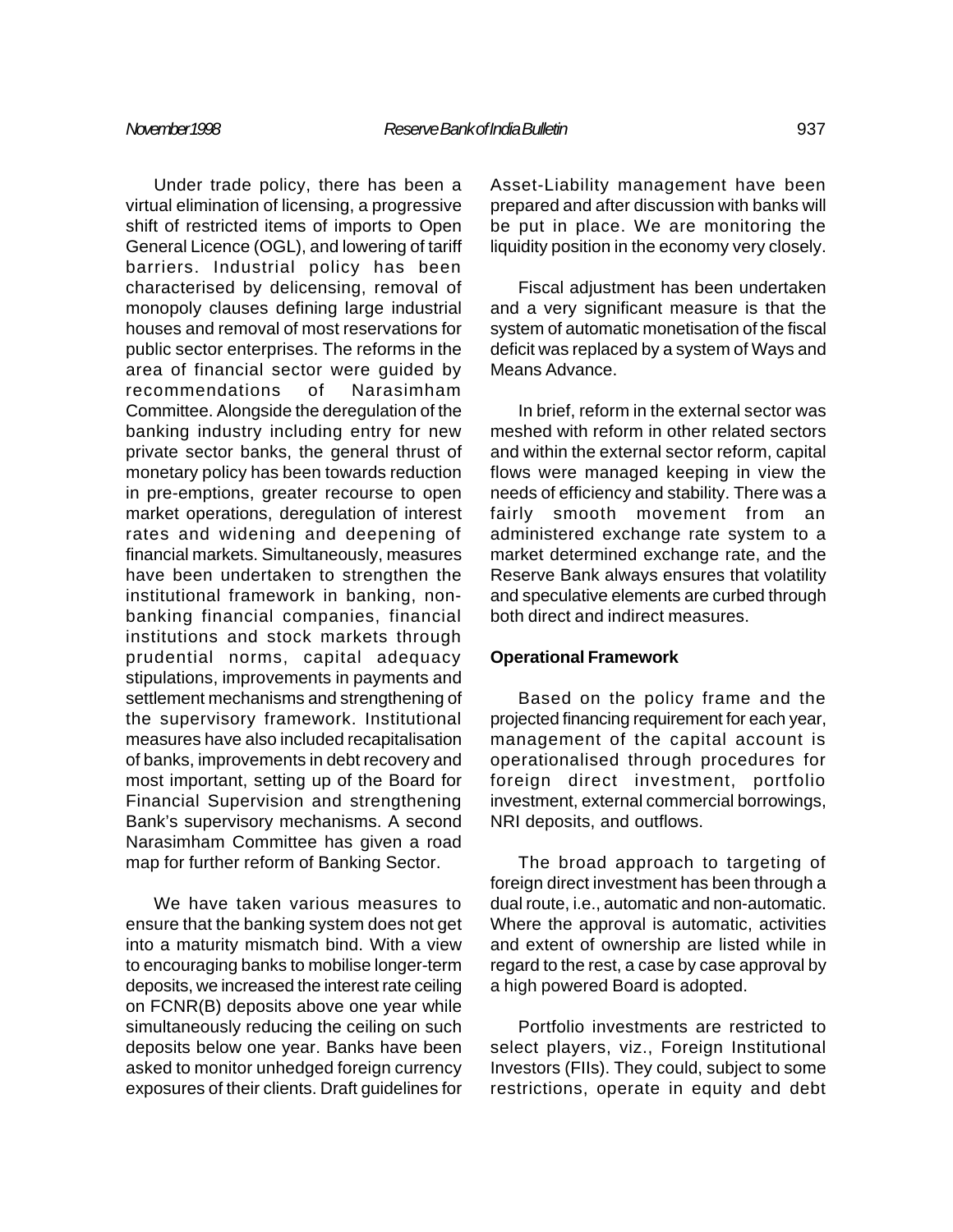Under trade policy, there has been a virtual elimination of licensing, a progressive shift of restricted items of imports to Open General Licence (OGL), and lowering of tariff barriers. Industrial policy has been characterised by delicensing, removal of monopoly clauses defining large industrial houses and removal of most reservations for public sector enterprises. The reforms in the area of financial sector were guided by recommendations of Narasimham Committee. Alongside the deregulation of the banking industry including entry for new private sector banks, the general thrust of monetary policy has been towards reduction in pre-emptions, greater recourse to open market operations, deregulation of interest rates and widening and deepening of financial markets. Simultaneously, measures have been undertaken to strengthen the institutional framework in banking, non-banking financial companies, financial institutions and stock markets through prudential norms, capital adequacy stipulations, improvements in payments and settlement mechanisms and strengthening of the supervisory framework. Institutional measures have also included recapitalisation of banks, improvements in debt recovery and most important, setting up of the Board for Financial Supervision and strengthening Bank's supervisory mechanisms. A second Narasimham Committee has given a road map for further reform of Banking Sector.

We have taken various measures to ensure that the banking system does not get into a maturity mismatch bind. With a view to encouraging banks to mobilise longer-term deposits, we increased the interest rate ceiling on FCNR(B) deposits above one year while simultaneously reducing the ceiling on such deposits below one year. Banks have been asked to monitor unhedged foreign currency exposures of their clients. Draft guidelines for Asset-Liability management have been prepared and after discussion with banks will be put in place. We are monitoring the liquidity position in the economy very closely.

Fiscal adjustment has been undertaken and a very significant measure is that the system of automatic monetisation of the fiscal deficit was replaced by a system of Ways and Means Advance.

In brief, reform in the external sector was meshed with reform in other related sectors and within the external sector reform, capital flows were managed keeping in view the needs of efficiency and stability. There was a fairly smooth movement from an administered exchange rate system to a market determined exchange rate, and the Reserve Bank always ensures that volatility and speculative elements are curbed through both direct and indirect measures.

**Operational Framework**

Based on the policy frame and the projected financing requirement for each year, management of the capital account is operationalised through procedures for foreign direct investment, portfolio investment, external commercial borrowings, NRI deposits, and outflows.

The broad approach to targeting of foreign direct investment has been through a dual route, i.e., automatic and non-automatic. Where the approval is automatic, activities and extent of ownership are listed while in regard to the rest, a case by case approval by a high powered Board is adopted.

Portfolio investments are restricted to select players, viz., Foreign Institutional Investors (FIIs). They could, subject to some restrictions, operate in equity and debt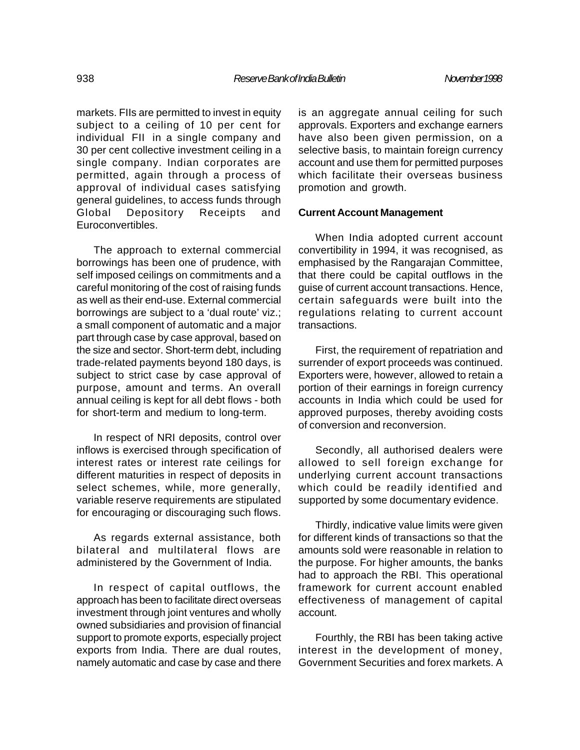markets. FIIs are permitted to invest in equity subject to a ceiling of 10 per cent for individual FII in a single company and 30 per cent collective investment ceiling in a single company. Indian corporates are permitted, again through a process of approval of individual cases satisfying general guidelines, to access funds through Global Depository Receipts and Euroconvertibles.

The approach to external commercial borrowings has been one of prudence, with self imposed ceilings on commitments and a careful monitoring of the cost of raising funds as well as their end-use. External commercial borrowings are subject to a 'dual route' viz.; a small component of automatic and a major part through case by case approval, based on the size and sector. Short-term debt, including trade-related payments beyond 180 days, is subject to strict case by case approval of purpose, amount and terms. An overall annual ceiling is kept for all debt flows - both for short-term and medium to long-term.

In respect of NRI deposits, control over inflows is exercised through specification of interest rates or interest rate ceilings for different maturities in respect of deposits in select schemes, while, more generally, variable reserve requirements are stipulated for encouraging or discouraging such flows.

As regards external assistance, both bilateral and multilateral flows are administered by the Government of India.

In respect of capital outflows, the approach has been to facilitate direct overseas investment through joint ventures and wholly owned subsidiaries and provision of financial support to promote exports, especially project exports from India. There are dual routes, namely automatic and case by case and there is an aggregate annual ceiling for such approvals. Exporters and exchange earners have also been given permission, on a selective basis, to maintain foreign currency account and use them for permitted purposes which facilitate their overseas business promotion and growth.

**Current Account Management**

When India adopted current account convertibility in 1994, it was recognised, as emphasised by the Rangarajan Committee, that there could be capital outflows in the guise of current account transactions. Hence, certain safeguards were built into the regulations relating to current account transactions.

First, the requirement of repatriation and surrender of export proceeds was continued. Exporters were, however, allowed to retain a portion of their earnings in foreign currency accounts in India which could be used for approved purposes, thereby avoiding costs of conversion and reconversion.

Secondly, all authorised dealers were allowed to sell foreign exchange for underlying current account transactions which could be readily identified and supported by some documentary evidence.

Thirdly, indicative value limits were given for different kinds of transactions so that the amounts sold were reasonable in relation to the purpose. For higher amounts, the banks had to approach the RBI. This operational framework for current account enabled effectiveness of management of capital account.

Fourthly, the RBI has been taking active interest in the development of money, Government Securities and forex markets. A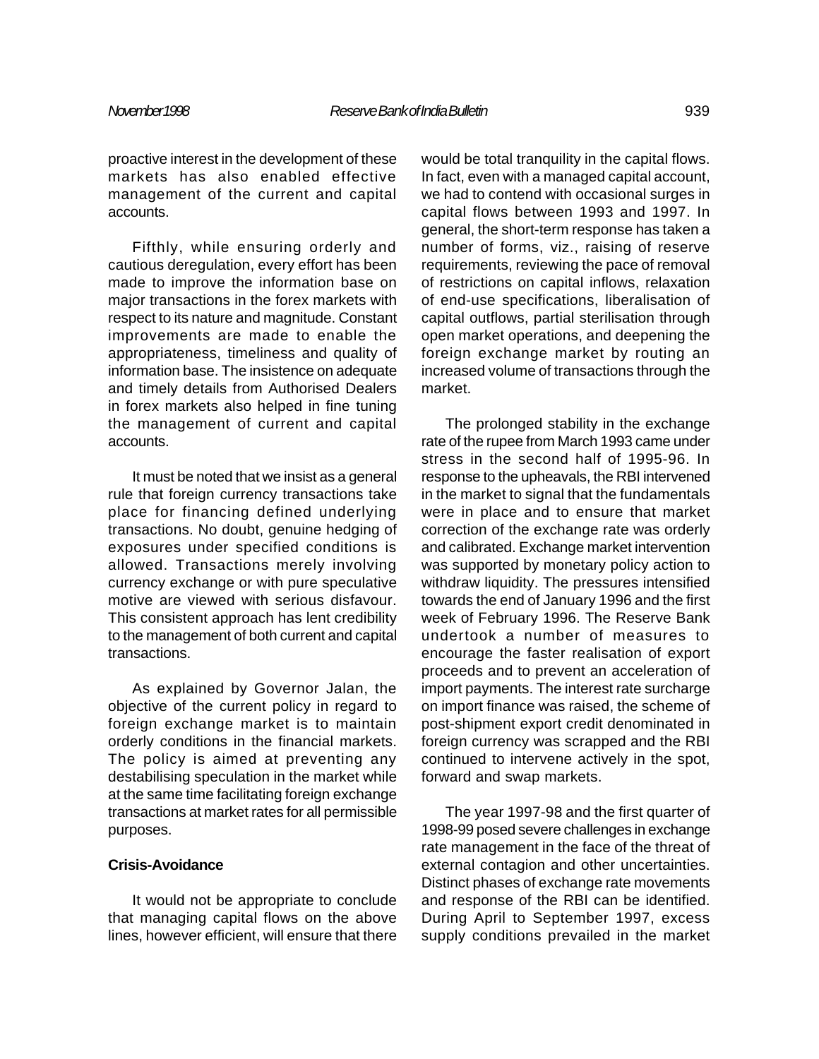proactive interest in the development of these markets has also enabled effective management of the current and capital accounts.

Fifthly, while ensuring orderly and cautious deregulation, every effort has been made to improve the information base on major transactions in the forex markets with respect to its nature and magnitude. Constant improvements are made to enable the appropriateness, timeliness and quality of information base. The insistence on adequate and timely details from Authorised Dealers in forex markets also helped in fine tuning the management of current and capital accounts.

It must be noted that we insist as a general rule that foreign currency transactions take place for financing defined underlying transactions. No doubt, genuine hedging of exposures under specified conditions is allowed. Transactions merely involving currency exchange or with pure speculative motive are viewed with serious disfavour. This consistent approach has lent credibility to the management of both current and capital transactions.

As explained by Governor Jalan, the objective of the current policy in regard to foreign exchange market is to maintain orderly conditions in the financial markets. The policy is aimed at preventing any destabilising speculation in the market while at the same time facilitating foreign exchange transactions at market rates for all permissible purposes.

**Crisis-Avoidance**

It would not be appropriate to conclude that managing capital flows on the above lines, however efficient, will ensure that there would be total tranquility in the capital flows. In fact, even with a managed capital account, we had to contend with occasional surges in capital flows between 1993 and 1997. In general, the short-term response has taken a number of forms, viz., raising of reserve requirements, reviewing the pace of removal of restrictions on capital inflows, relaxation of end-use specifications, liberalisation of capital outflows, partial sterilisation through open market operations, and deepening the foreign exchange market by routing an increased volume of transactions through the market.

The prolonged stability in the exchange rate of the rupee from March 1993 came under stress in the second half of 1995-96. In response to the upheavals, the RBI intervened in the market to signal that the fundamentals were in place and to ensure that market correction of the exchange rate was orderly and calibrated. Exchange market intervention was supported by monetary policy action to withdraw liquidity. The pressures intensified towards the end of January 1996 and the first week of February 1996. The Reserve Bank undertook a number of measures to encourage the faster realisation of export proceeds and to prevent an acceleration of import payments. The interest rate surcharge on import finance was raised, the scheme of post-shipment export credit denominated in foreign currency was scrapped and the RBI continued to intervene actively in the spot, forward and swap markets.

The year 1997-98 and the first quarter of 1998-99 posed severe challenges in exchange rate management in the face of the threat of external contagion and other uncertainties. Distinct phases of exchange rate movements and response of the RBI can be identified. During April to September 1997, excess supply conditions prevailed in the market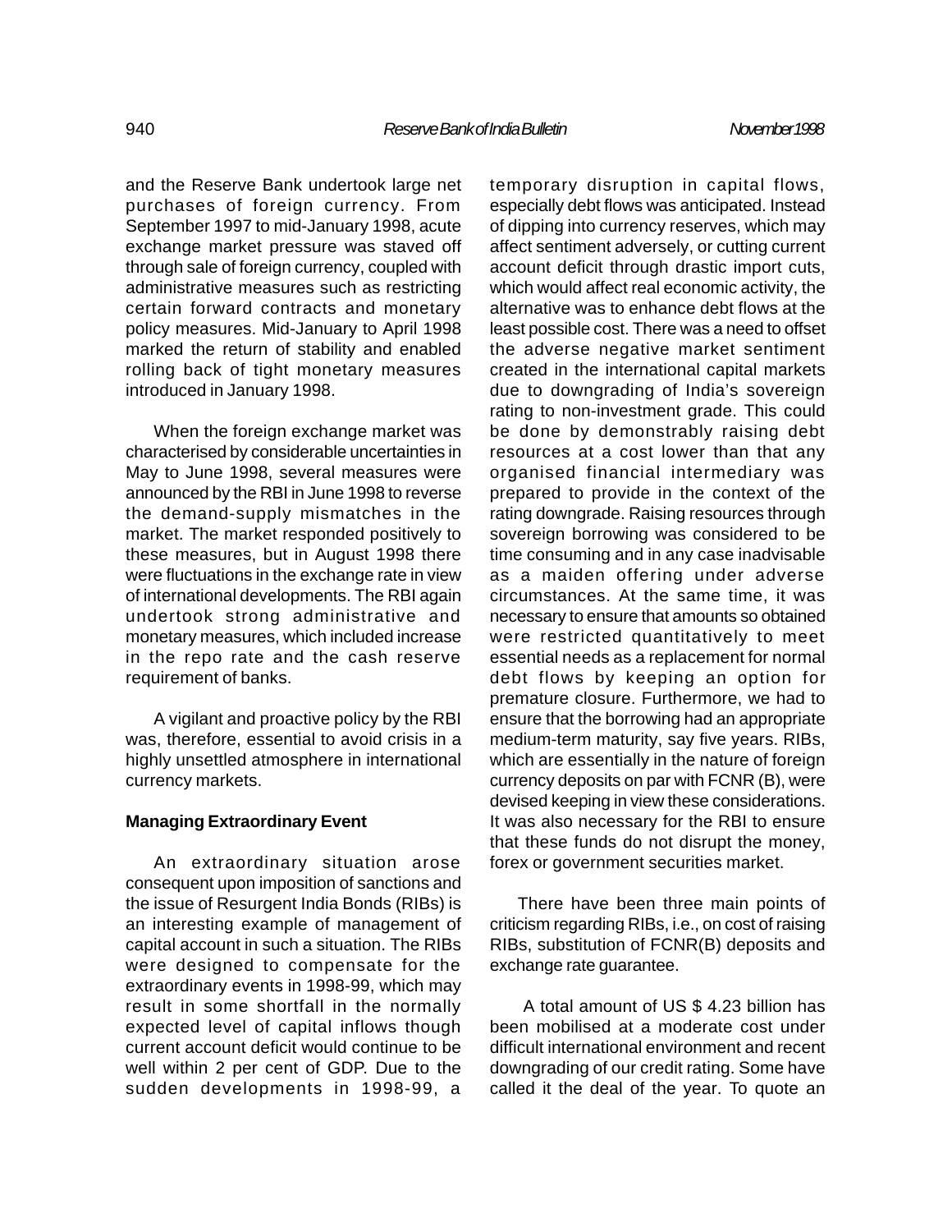and the Reserve Bank undertook large net purchases of foreign currency. From September 1997 to mid-January 1998, acute exchange market pressure was staved off through sale of foreign currency, coupled with administrative measures such as restricting certain forward contracts and monetary policy measures. Mid-January to April 1998 marked the return of stability and enabled rolling back of tight monetary measures introduced in January 1998.

When the foreign exchange market was characterised by considerable uncertainties in May to June 1998, several measures were announced by the RBI in June 1998 to reverse the demand-supply mismatches in the market. The market responded positively to these measures, but in August 1998 there were fluctuations in the exchange rate in view of international developments. The RBI again undertook strong administrative and monetary measures, which included increase in the repo rate and the cash reserve requirement of banks.

A vigilant and proactive policy by the RBI was, therefore, essential to avoid crisis in a highly unsettled atmosphere in international currency markets.

**Managing Extraordinary Event**

An extraordinary situation arose consequent upon imposition of sanctions and the issue of Resurgent India Bonds (RIBs) is an interesting example of management of capital account in such a situation. The RIBs were designed to compensate for the extraordinary events in 1998-99, which may result in some shortfall in the normally expected level of capital inflows though current account deficit would continue to be well within 2 per cent of GDP. Due to the sudden developments in 1998-99, a temporary disruption in capital flows, especially debt flows was anticipated. Instead of dipping into currency reserves, which may affect sentiment adversely, or cutting current account deficit through drastic import cuts, which would affect real economic activity, the alternative was to enhance debt flows at the least possible cost. There was a need to offset the adverse negative market sentiment created in the international capital markets due to downgrading of India's sovereign rating to non-investment grade. This could be done by demonstrably raising debt resources at a cost lower than that any organised financial intermediary was prepared to provide in the context of the rating downgrade. Raising resources through sovereign borrowing was considered to be time consuming and in any case inadvisable as a maiden offering under adverse circumstances. At the same time, it was necessary to ensure that amounts so obtained were restricted quantitatively to meet essential needs as a replacement for normal debt flows by keeping an option for premature closure. Furthermore, we had to ensure that the borrowing had an appropriate medium-term maturity, say five years. RIBs, which are essentially in the nature of foreign currency deposits on par with FCNR (B), were devised keeping in view these considerations. It was also necessary for the RBI to ensure that these funds do not disrupt the money, forex or government securities market.

There have been three main points of criticism regarding RIBs, i.e., on cost of raising RIBs, substitution of FCNR(B) deposits and exchange rate guarantee.

A total amount of US $ 4.23 billion has been mobilised at a moderate cost under difficult international environment and recent downgrading of our credit rating. Some have called it the deal of the year. To quote an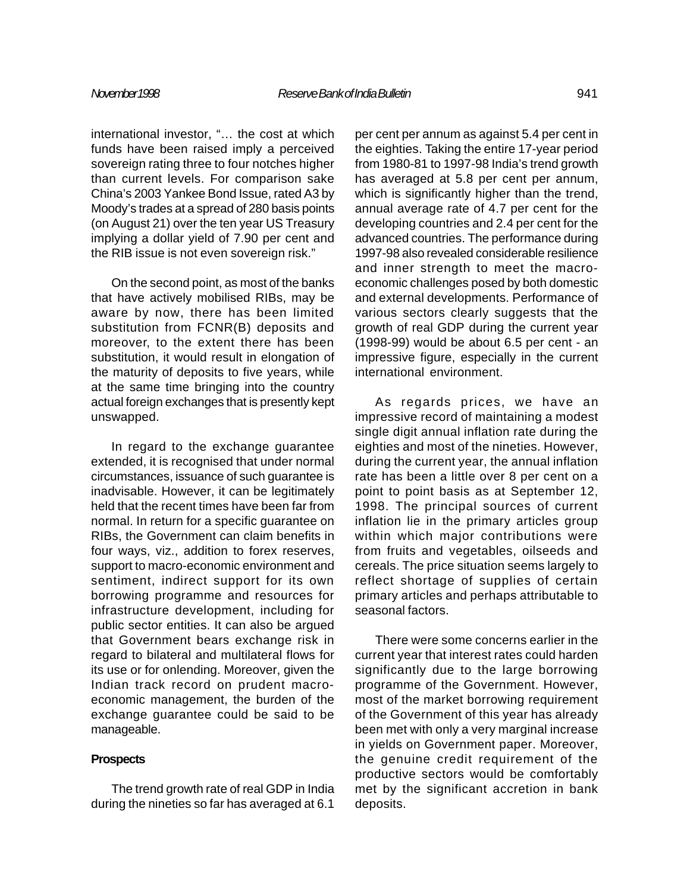international investor, "… the cost at which funds have been raised imply a perceived sovereign rating three to four notches higher than current levels. For comparison sake China's 2003 Yankee Bond Issue, rated A3 by Moody's trades at a spread of 280 basis points (on August 21) over the ten year US Treasury implying a dollar yield of 7.90 per cent and the RIB issue is not even sovereign risk."

On the second point, as most of the banks that have actively mobilised RIBs, may be aware by now, there has been limited substitution from FCNR(B) deposits and moreover, to the extent there has been substitution, it would result in elongation of the maturity of deposits to five years, while at the same time bringing into the country actual foreign exchanges that is presently kept unswapped.

In regard to the exchange guarantee extended, it is recognised that under normal circumstances, issuance of such guarantee is inadvisable. However, it can be legitimately held that the recent times have been far from normal. In return for a specific guarantee on RIBs, the Government can claim benefits in four ways, viz., addition to forex reserves, support to macro-economic environment and sentiment, indirect support for its own borrowing programme and resources for infrastructure development, including for public sector entities. It can also be argued that Government bears exchange risk in regard to bilateral and multilateral flows for its use or for onlending. Moreover, given the Indian track record on prudent macro-economic management, the burden of the exchange guarantee could be said to be manageable.

**Prospects**

The trend growth rate of real GDP in India during the nineties so far has averaged at 6.1 per cent per annum as against 5.4 per cent in the eighties. Taking the entire 17-year period from 1980-81 to 1997-98 India's trend growth has averaged at 5.8 per cent per annum, which is significantly higher than the trend, annual average rate of 4.7 per cent for the developing countries and 2.4 per cent for the advanced countries. The performance during 1997-98 also revealed considerable resilience and inner strength to meet the macro-economic challenges posed by both domestic and external developments. Performance of various sectors clearly suggests that the growth of real GDP during the current year (1998-99) would be about 6.5 per cent - an impressive figure, especially in the current international environment.

As regards prices, we have an impressive record of maintaining a modest single digit annual inflation rate during the eighties and most of the nineties. However, during the current year, the annual inflation rate has been a little over 8 per cent on a point to point basis as at September 12, 1998. The principal sources of current inflation lie in the primary articles group within which major contributions were from fruits and vegetables, oilseeds and cereals. The price situation seems largely to reflect shortage of supplies of certain primary articles and perhaps attributable to seasonal factors.

There were some concerns earlier in the current year that interest rates could harden significantly due to the large borrowing programme of the Government. However, most of the market borrowing requirement of the Government of this year has already been met with only a very marginal increase in yields on Government paper. Moreover, the genuine credit requirement of the productive sectors would be comfortably met by the significant accretion in bank deposits.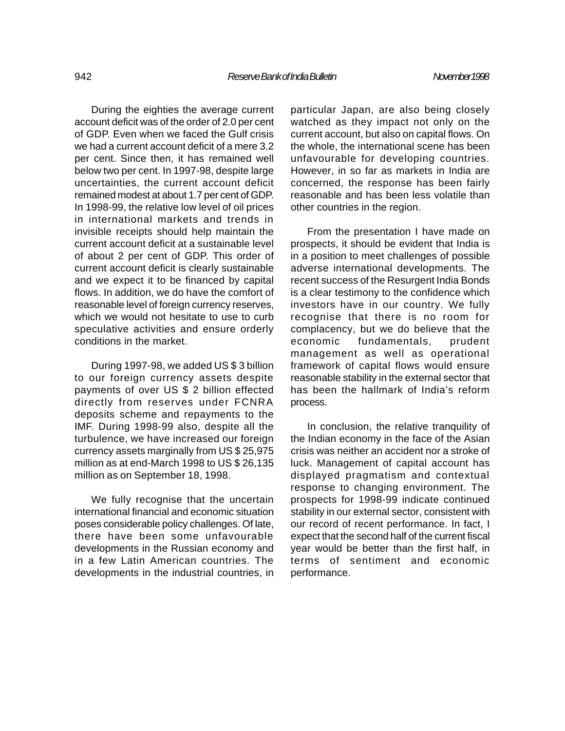During the eighties the average current account deficit was of the order of 2.0 per cent of GDP. Even when we faced the Gulf crisis we had a current account deficit of a mere 3.2 per cent. Since then, it has remained well below two per cent. In 1997-98, despite large uncertainties, the current account deficit remained modest at about 1.7 per cent of GDP. In 1998-99, the relative low level of oil prices in international markets and trends in invisible receipts should help maintain the current account deficit at a sustainable level of about 2 per cent of GDP. This order of current account deficit is clearly sustainable and we expect it to be financed by capital flows. In addition, we do have the comfort of reasonable level of foreign currency reserves, which we would not hesitate to use to curb speculative activities and ensure orderly conditions in the market.

During 1997-98, we added US $ 3 billion to our foreign currency assets despite payments of over US $ 2 billion effected directly from reserves under FCNRA deposits scheme and repayments to the IMF. During 1998-99 also, despite all the turbulence, we have increased our foreign currency assets marginally from US $ 25,975 million as at end-March 1998 to US $ 26,135 million as on September 18, 1998.

We fully recognise that the uncertain international financial and economic situation poses considerable policy challenges. Of late, there have been some unfavourable developments in the Russian economy and in a few Latin American countries. The developments in the industrial countries, in particular Japan, are also being closely watched as they impact not only on the current account, but also on capital flows. On the whole, the international scene has been unfavourable for developing countries. However, in so far as markets in India are concerned, the response has been fairly reasonable and has been less volatile than other countries in the region.

From the presentation I have made on prospects, it should be evident that India is in a position to meet challenges of possible adverse international developments. The recent success of the Resurgent India Bonds is a clear testimony to the confidence which investors have in our country. We fully recognise that there is no room for complacency, but we do believe that the economic fundamentals, prudent management as well as operational framework of capital flows would ensure reasonable stability in the external sector that has been the hallmark of India's reform process.

In conclusion, the relative tranquility of the Indian economy in the face of the Asian crisis was neither an accident nor a stroke of luck. Management of capital account has displayed pragmatism and contextual response to changing environment. The prospects for 1998-99 indicate continued stability in our external sector, consistent with our record of recent performance. In fact, I expect that the second half of the current fiscal year would be better than the first half, in terms of sentiment and economic performance.